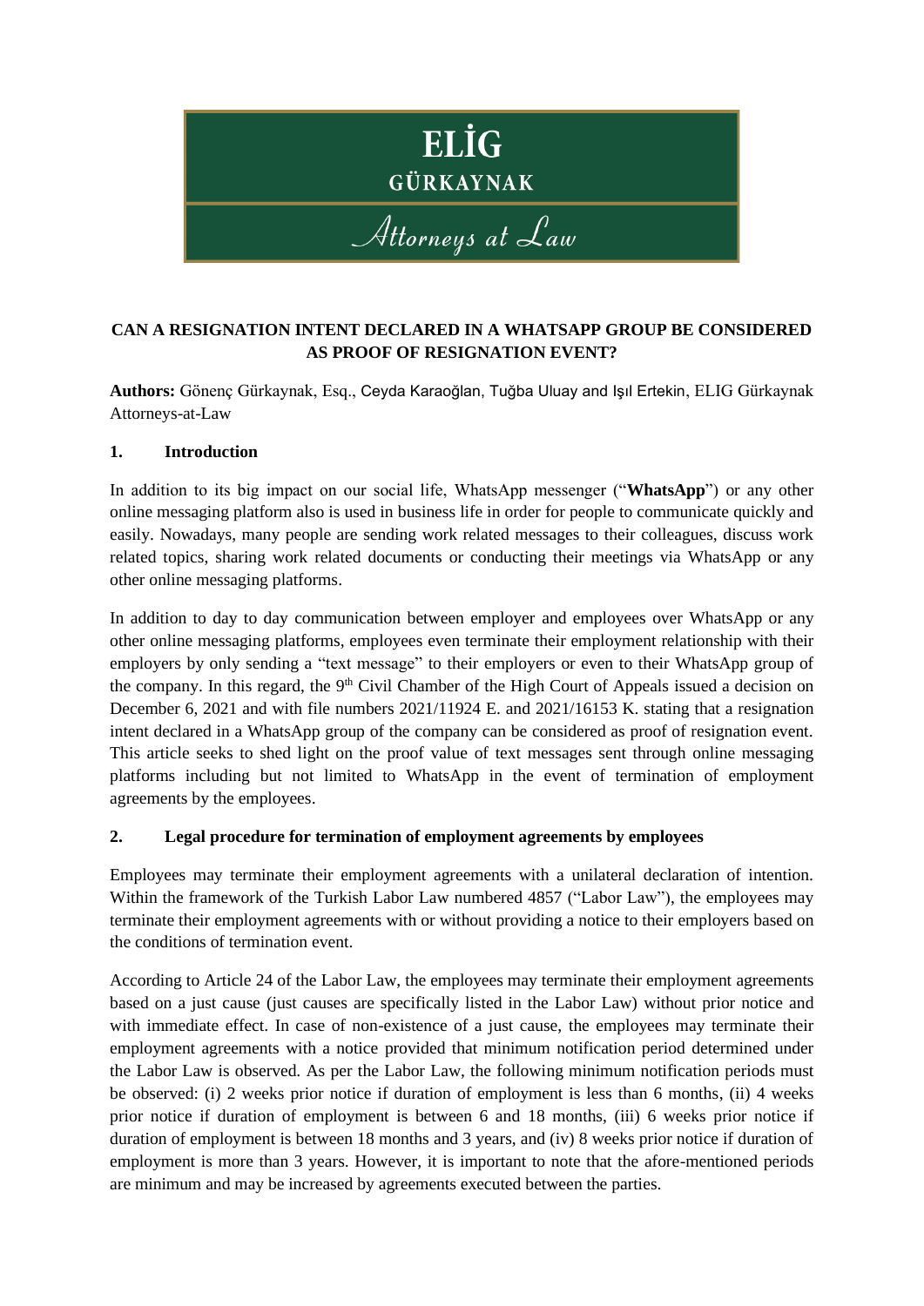# ELİG GÜRKAYNAK

*Attorneys at Law*

## CAN A RESIGNATION INTENT DECLARED IN A WHATSAPP GROUP BE CONSIDERED AS PROOF OF RESIGNATION EVENT?

**Authors:** Gönenç Gürkaynak, Esq., Ceyda Karaoğlan, Tuğba Uluay and Işıl Ertekin, ELIG Gürkaynak Attorneys-at-Law

### 1. Introduction

In addition to its big impact on our social life, WhatsApp messenger ("**WhatsApp**") or any other online messaging platform also is used in business life in order for people to communicate quickly and easily. Nowadays, many people are sending work related messages to their colleagues, discuss work related topics, sharing work related documents or conducting their meetings via WhatsApp or any other online messaging platforms.

In addition to day to day communication between employer and employees over WhatsApp or any other online messaging platforms, employees even terminate their employment relationship with their employers by only sending a "text message" to their employers or even to their WhatsApp group of the company. In this regard, the 9th Civil Chamber of the High Court of Appeals issued a decision on December 6, 2021 and with file numbers 2021/11924 E. and 2021/16153 K. stating that a resignation intent declared in a WhatsApp group of the company can be considered as proof of resignation event. This article seeks to shed light on the proof value of text messages sent through online messaging platforms including but not limited to WhatsApp in the event of termination of employment agreements by the employees.

### 2. Legal procedure for termination of employment agreements by employees

Employees may terminate their employment agreements with a unilateral declaration of intention. Within the framework of the Turkish Labor Law numbered 4857 ("Labor Law"), the employees may terminate their employment agreements with or without providing a notice to their employers based on the conditions of termination event.

According to Article 24 of the Labor Law, the employees may terminate their employment agreements based on a just cause (just causes are specifically listed in the Labor Law) without prior notice and with immediate effect. In case of non-existence of a just cause, the employees may terminate their employment agreements with a notice provided that minimum notification period determined under the Labor Law is observed. As per the Labor Law, the following minimum notification periods must be observed: (i) 2 weeks prior notice if duration of employment is less than 6 months, (ii) 4 weeks prior notice if duration of employment is between 6 and 18 months, (iii) 6 weeks prior notice if duration of employment is between 18 months and 3 years, and (iv) 8 weeks prior notice if duration of employment is more than 3 years. However, it is important to note that the afore-mentioned periods are minimum and may be increased by agreements executed between the parties.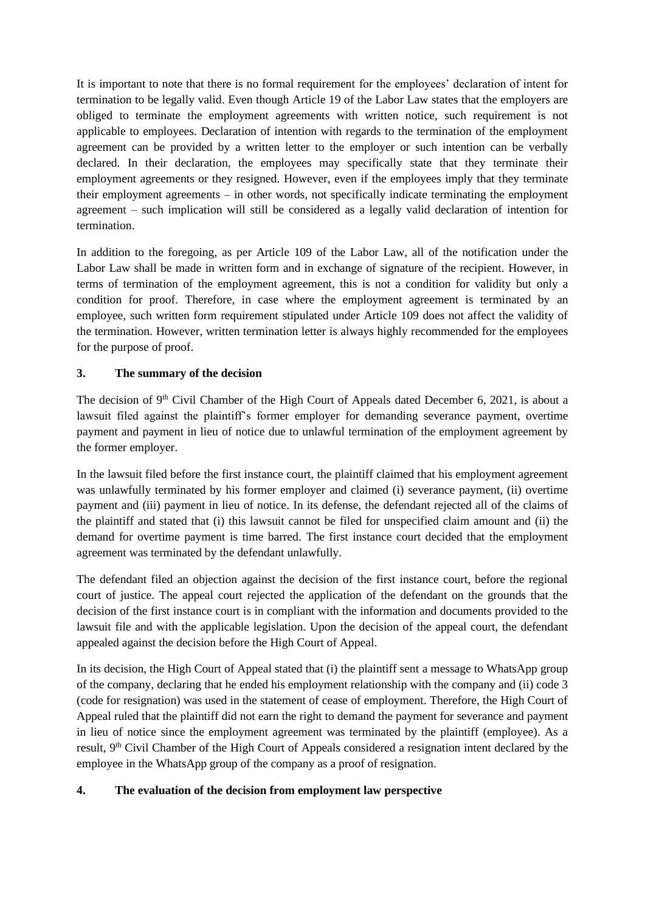It is important to note that there is no formal requirement for the employees' declaration of intent for termination to be legally valid. Even though Article 19 of the Labor Law states that the employers are obliged to terminate the employment agreements with written notice, such requirement is not applicable to employees. Declaration of intention with regards to the termination of the employment agreement can be provided by a written letter to the employer or such intention can be verbally declared. In their declaration, the employees may specifically state that they terminate their employment agreements or they resigned. However, even if the employees imply that they terminate their employment agreements – in other words, not specifically indicate terminating the employment agreement – such implication will still be considered as a legally valid declaration of intention for termination.

In addition to the foregoing, as per Article 109 of the Labor Law, all of the notification under the Labor Law shall be made in written form and in exchange of signature of the recipient. However, in terms of termination of the employment agreement, this is not a condition for validity but only a condition for proof. Therefore, in case where the employment agreement is terminated by an employee, such written form requirement stipulated under Article 109 does not affect the validity of the termination. However, written termination letter is always highly recommended for the employees for the purpose of proof.

## 3. The summary of the decision

The decision of 9th Civil Chamber of the High Court of Appeals dated December 6, 2021, is about a lawsuit filed against the plaintiff's former employer for demanding severance payment, overtime payment and payment in lieu of notice due to unlawful termination of the employment agreement by the former employer.

In the lawsuit filed before the first instance court, the plaintiff claimed that his employment agreement was unlawfully terminated by his former employer and claimed (i) severance payment, (ii) overtime payment and (iii) payment in lieu of notice. In its defense, the defendant rejected all of the claims of the plaintiff and stated that (i) this lawsuit cannot be filed for unspecified claim amount and (ii) the demand for overtime payment is time barred. The first instance court decided that the employment agreement was terminated by the defendant unlawfully.

The defendant filed an objection against the decision of the first instance court, before the regional court of justice. The appeal court rejected the application of the defendant on the grounds that the decision of the first instance court is in compliant with the information and documents provided to the lawsuit file and with the applicable legislation. Upon the decision of the appeal court, the defendant appealed against the decision before the High Court of Appeal.

In its decision, the High Court of Appeal stated that (i) the plaintiff sent a message to WhatsApp group of the company, declaring that he ended his employment relationship with the company and (ii) code 3 (code for resignation) was used in the statement of cease of employment. Therefore, the High Court of Appeal ruled that the plaintiff did not earn the right to demand the payment for severance and payment in lieu of notice since the employment agreement was terminated by the plaintiff (employee). As a result, 9th Civil Chamber of the High Court of Appeals considered a resignation intent declared by the employee in the WhatsApp group of the company as a proof of resignation.

## 4. The evaluation of the decision from employment law perspective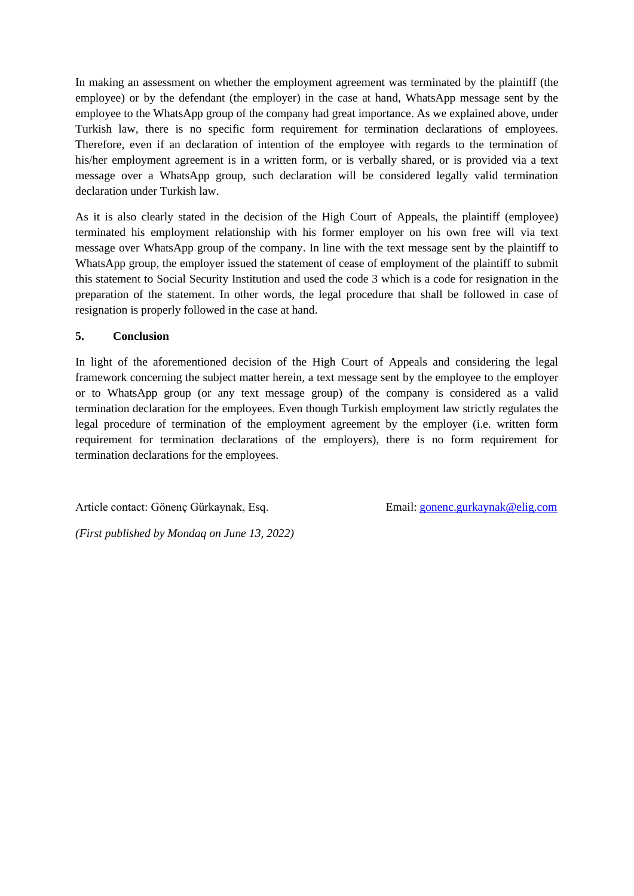In making an assessment on whether the employment agreement was terminated by the plaintiff (the employee) or by the defendant (the employer) in the case at hand, WhatsApp message sent by the employee to the WhatsApp group of the company had great importance. As we explained above, under Turkish law, there is no specific form requirement for termination declarations of employees. Therefore, even if an declaration of intention of the employee with regards to the termination of his/her employment agreement is in a written form, or is verbally shared, or is provided via a text message over a WhatsApp group, such declaration will be considered legally valid termination declaration under Turkish law.

As it is also clearly stated in the decision of the High Court of Appeals, the plaintiff (employee) terminated his employment relationship with his former employer on his own free will via text message over WhatsApp group of the company. In line with the text message sent by the plaintiff to WhatsApp group, the employer issued the statement of cease of employment of the plaintiff to submit this statement to Social Security Institution and used the code 3 which is a code for resignation in the preparation of the statement. In other words, the legal procedure that shall be followed in case of resignation is properly followed in the case at hand.

**5. Conclusion**

In light of the aforementioned decision of the High Court of Appeals and considering the legal framework concerning the subject matter herein, a text message sent by the employee to the employer or to WhatsApp group (or any text message group) of the company is considered as a valid termination declaration for the employees. Even though Turkish employment law strictly regulates the legal procedure of termination of the employment agreement by the employer (i.e. written form requirement for termination declarations of the employers), there is no form requirement for termination declarations for the employees.

Article contact: Gönenç Gürkaynak, Esq. Email: gonenc.gurkaynak@elig.com

*(First published by Mondaq on June 13, 2022)*